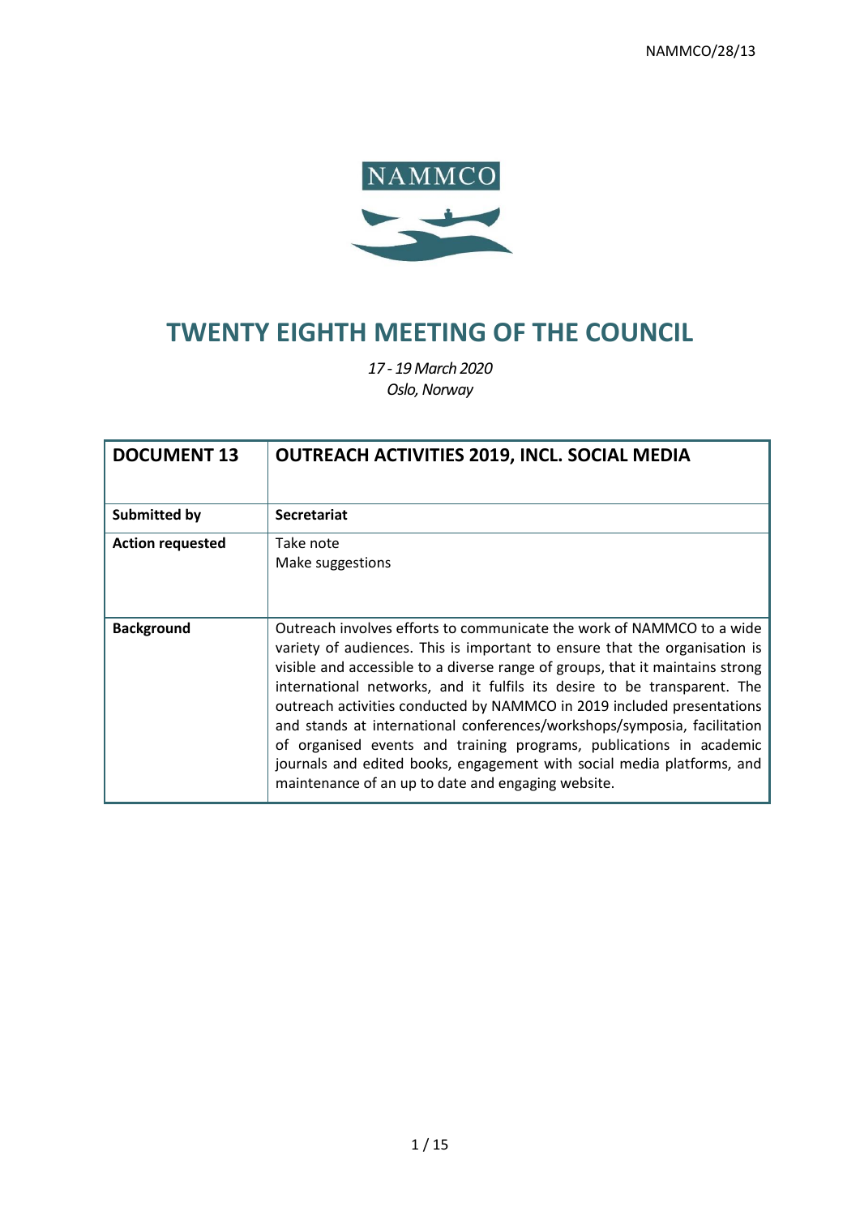NAMMCO/28/13

NAMMCO

# TWENTY EIGHTH MEETING OF THE COUNCIL

*17 - 19 March 2020*
*Oslo, Norway*

| **DOCUMENT 13** | **OUTREACH ACTIVITIES 2019, INCL. SOCIAL MEDIA** |
|---|---|
| **Submitted by** | **Secretariat** |
| **Action requested** | Take note<br>Make suggestions |
| **Background** | Outreach involves efforts to communicate the work of NAMMCO to a wide variety of audiences. This is important to ensure that the organisation is visible and accessible to a diverse range of groups, that it maintains strong international networks, and it fulfils its desire to be transparent. The outreach activities conducted by NAMMCO in 2019 included presentations and stands at international conferences/workshops/symposia, facilitation of organised events and training programs, publications in academic journals and edited books, engagement with social media platforms, and maintenance of an up to date and engaging website. |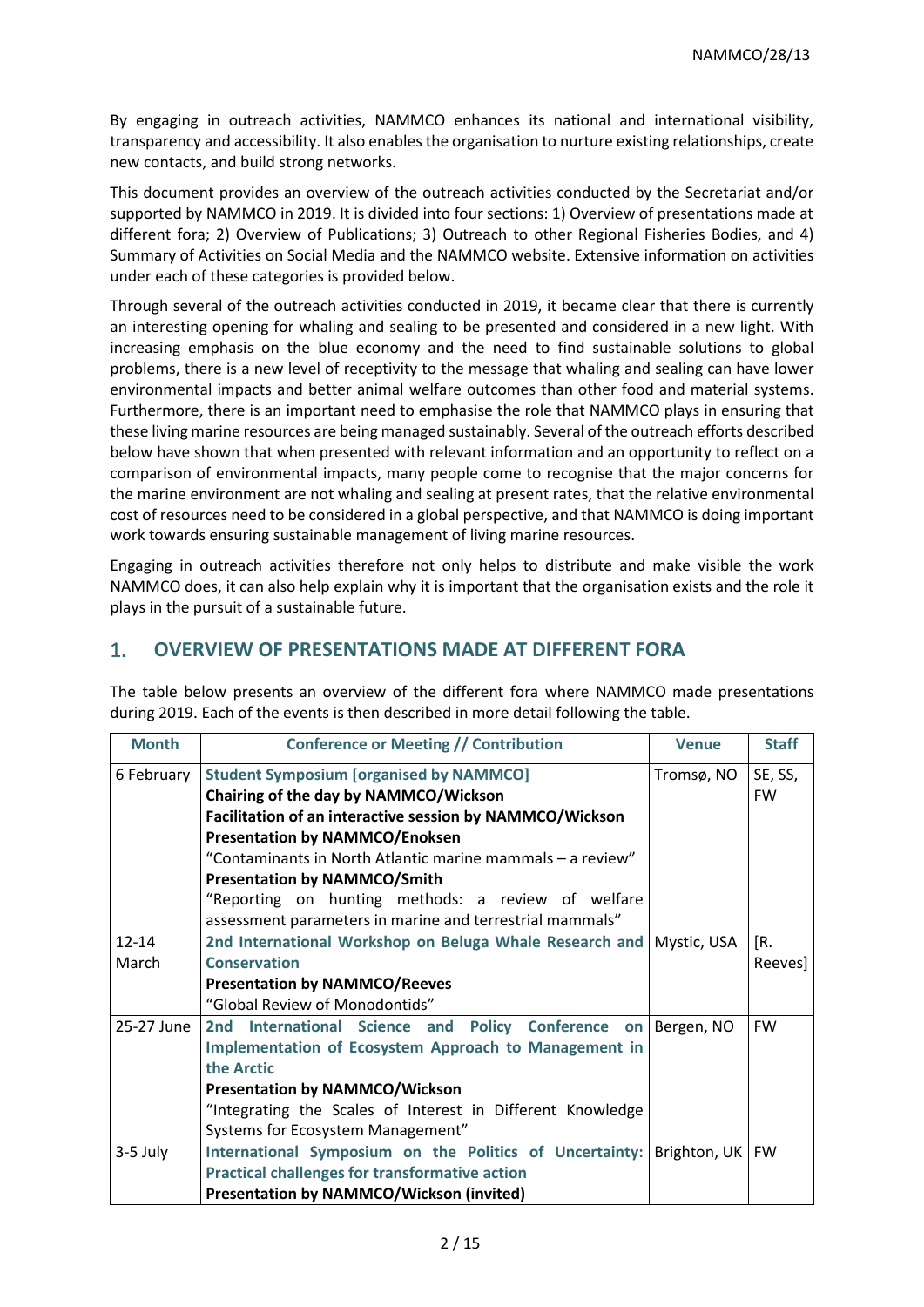By engaging in outreach activities, NAMMCO enhances its national and international visibility, transparency and accessibility. It also enables the organisation to nurture existing relationships, create new contacts, and build strong networks.

This document provides an overview of the outreach activities conducted by the Secretariat and/or supported by NAMMCO in 2019. It is divided into four sections: 1) Overview of presentations made at different fora; 2) Overview of Publications; 3) Outreach to other Regional Fisheries Bodies, and 4) Summary of Activities on Social Media and the NAMMCO website. Extensive information on activities under each of these categories is provided below.

Through several of the outreach activities conducted in 2019, it became clear that there is currently an interesting opening for whaling and sealing to be presented and considered in a new light. With increasing emphasis on the blue economy and the need to find sustainable solutions to global problems, there is a new level of receptivity to the message that whaling and sealing can have lower environmental impacts and better animal welfare outcomes than other food and material systems. Furthermore, there is an important need to emphasise the role that NAMMCO plays in ensuring that these living marine resources are being managed sustainably. Several of the outreach efforts described below have shown that when presented with relevant information and an opportunity to reflect on a comparison of environmental impacts, many people come to recognise that the major concerns for the marine environment are not whaling and sealing at present rates, that the relative environmental cost of resources need to be considered in a global perspective, and that NAMMCO is doing important work towards ensuring sustainable management of living marine resources.

Engaging in outreach activities therefore not only helps to distribute and make visible the work NAMMCO does, it can also help explain why it is important that the organisation exists and the role it plays in the pursuit of a sustainable future.

## 1. OVERVIEW OF PRESENTATIONS MADE AT DIFFERENT FORA

The table below presents an overview of the different fora where NAMMCO made presentations during 2019. Each of the events is then described in more detail following the table.

| Month | Conference or Meeting // Contribution | Venue | Staff |
|---|---|---|---|
| 6 February | **Student Symposium [organised by NAMMCO]**<br>**Chairing of the day by NAMMCO/Wickson**<br>**Facilitation of an interactive session by NAMMCO/Wickson**<br>**Presentation by NAMMCO/Enoksen**<br>"Contaminants in North Atlantic marine mammals – a review"<br>**Presentation by NAMMCO/Smith**<br>"Reporting on hunting methods: a review of welfare assessment parameters in marine and terrestrial mammals" | Tromsø, NO | SE, SS, FW |
| 12-14 March | **2nd International Workshop on Beluga Whale Research and Conservation**<br>**Presentation by NAMMCO/Reeves**<br>"Global Review of Monodontids" | Mystic, USA | [R. Reeves] |
| 25-27 June | **2nd International Science and Policy Conference on Implementation of Ecosystem Approach to Management in the Arctic**<br>**Presentation by NAMMCO/Wickson**<br>"Integrating the Scales of Interest in Different Knowledge Systems for Ecosystem Management" | Bergen, NO | FW |
| 3-5 July | **International Symposium on the Politics of Uncertainty: Practical challenges for transformative action**<br>**Presentation by NAMMCO/Wickson (invited)** | Brighton, UK | FW |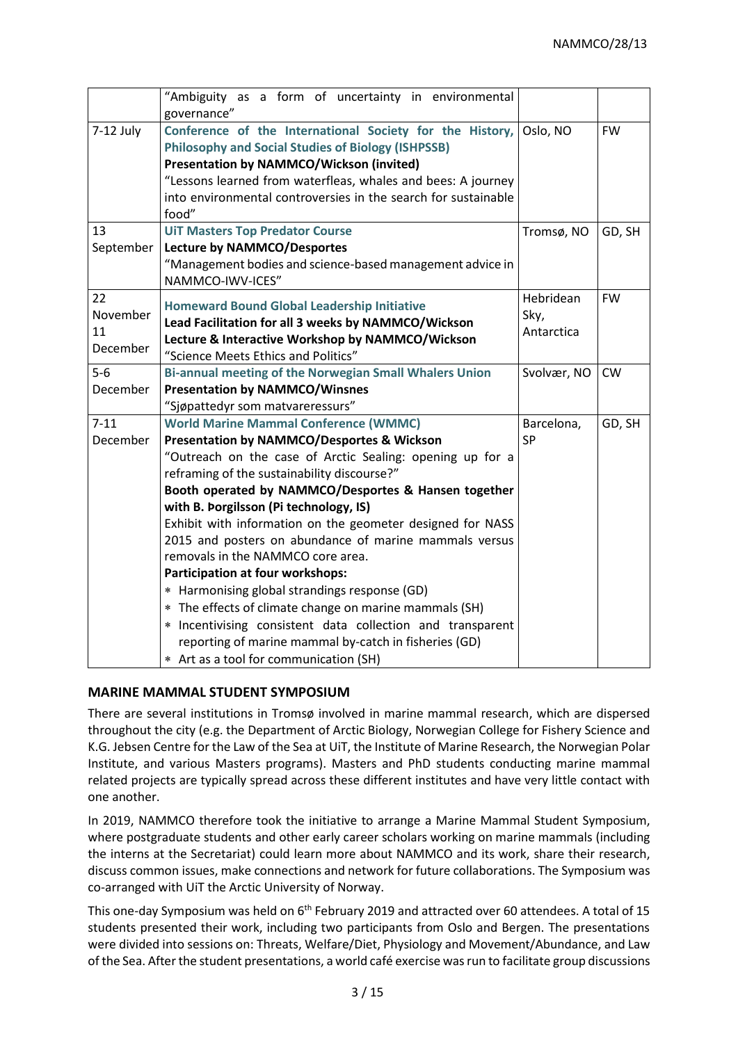| | “Ambiguity as a form of uncertainty in environmental governance” | | |
|---|---|---|---|
| 7-12 July | **Conference of the International Society for the History, Philosophy and Social Studies of Biology (ISHPSSB)**<br>**Presentation by NAMMCO/Wickson (invited)**<br>“Lessons learned from waterfleas, whales and bees: A journey into environmental controversies in the search for sustainable food” | Oslo, NO | FW |
| 13 September | **UiT Masters Top Predator Course**<br>**Lecture by NAMMCO/Desportes**<br>“Management bodies and science-based management advice in NAMMCO-IWV-ICES” | Tromsø, NO | GD, SH |
| 22 November 11 December | **Homeward Bound Global Leadership Initiative**<br>**Lead Facilitation for all 3 weeks by NAMMCO/Wickson**<br>**Lecture & Interactive Workshop by NAMMCO/Wickson**<br>“Science Meets Ethics and Politics” | Hebridean Sky, Antarctica | FW |
| 5-6 December | **Bi-annual meeting of the Norwegian Small Whalers Union**<br>**Presentation by NAMMCO/Winsnes**<br>“Sjøpattedyr som matvareressurs” | Svolvær, NO | CW |
| 7-11 December | **World Marine Mammal Conference (WMMC)**<br>**Presentation by NAMMCO/Desportes & Wickson**<br>“Outreach on the case of Arctic Sealing: opening up for a reframing of the sustainability discourse?”<br>**Booth operated by NAMMCO/Desportes & Hansen together with B. Þorgilsson (Pi technology, IS)**<br>Exhibit with information on the geometer designed for NASS 2015 and posters on abundance of marine mammals versus removals in the NAMMCO core area.<br>**Participation at four workshops:**<br>* Harmonising global strandings response (GD)<br>* The effects of climate change on marine mammals (SH)<br>* Incentivising consistent data collection and transparent reporting of marine mammal by-catch in fisheries (GD)<br>* Art as a tool for communication (SH) | Barcelona, SP | GD, SH |

## MARINE MAMMAL STUDENT SYMPOSIUM

There are several institutions in Tromsø involved in marine mammal research, which are dispersed throughout the city (e.g. the Department of Arctic Biology, Norwegian College for Fishery Science and K.G. Jebsen Centre for the Law of the Sea at UiT, the Institute of Marine Research, the Norwegian Polar Institute, and various Masters programs). Masters and PhD students conducting marine mammal related projects are typically spread across these different institutes and have very little contact with one another.

In 2019, NAMMCO therefore took the initiative to arrange a Marine Mammal Student Symposium, where postgraduate students and other early career scholars working on marine mammals (including the interns at the Secretariat) could learn more about NAMMCO and its work, share their research, discuss common issues, make connections and network for future collaborations. The Symposium was co-arranged with UiT the Arctic University of Norway.

This one-day Symposium was held on 6th February 2019 and attracted over 60 attendees. A total of 15 students presented their work, including two participants from Oslo and Bergen. The presentations were divided into sessions on: Threats, Welfare/Diet, Physiology and Movement/Abundance, and Law of the Sea. After the student presentations, a world café exercise was run to facilitate group discussions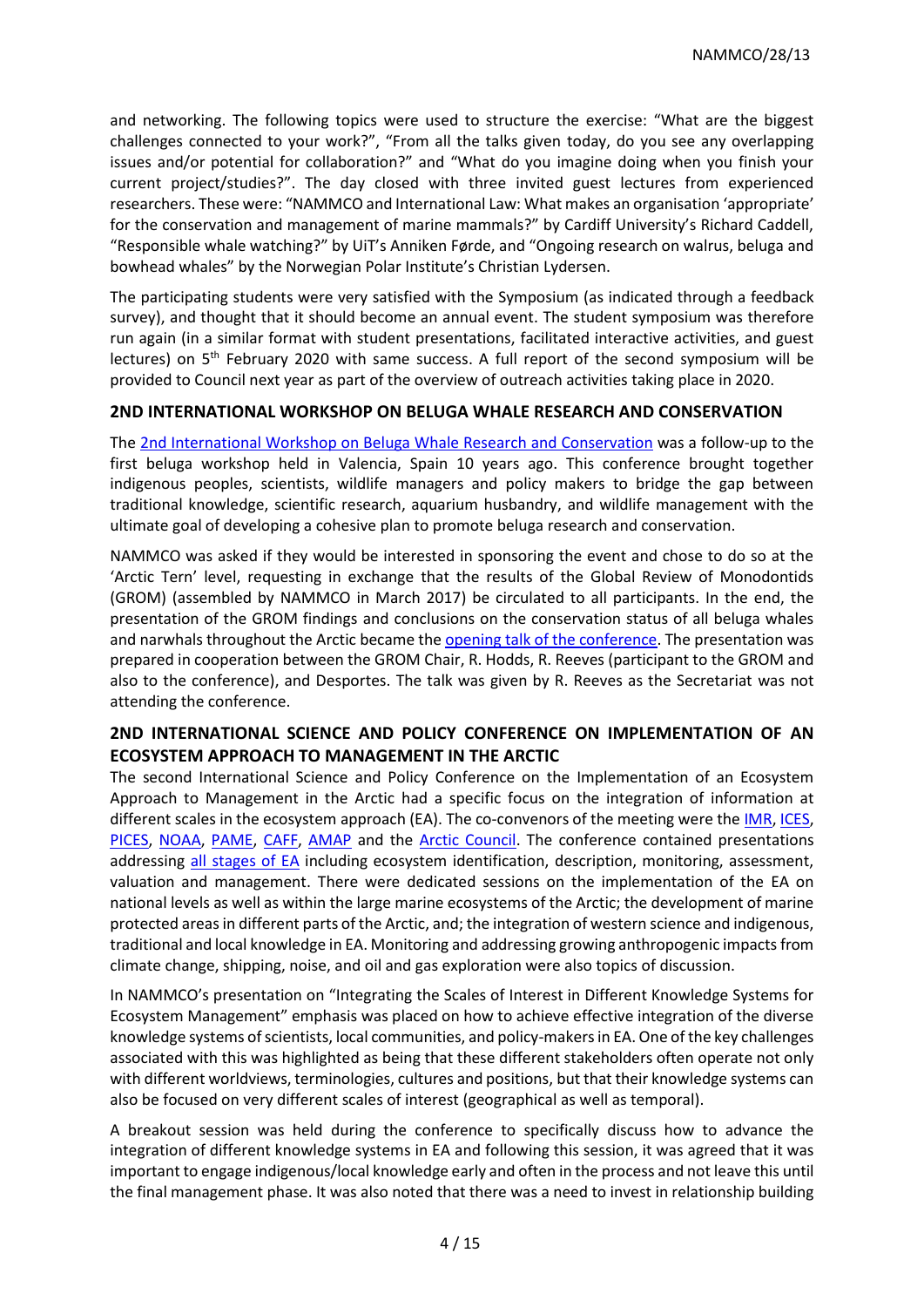and networking. The following topics were used to structure the exercise: "What are the biggest challenges connected to your work?", "From all the talks given today, do you see any overlapping issues and/or potential for collaboration?" and "What do you imagine doing when you finish your current project/studies?". The day closed with three invited guest lectures from experienced researchers. These were: "NAMMCO and International Law: What makes an organisation 'appropriate' for the conservation and management of marine mammals?" by Cardiff University's Richard Caddell, "Responsible whale watching?" by UiT's Anniken Førde, and "Ongoing research on walrus, beluga and bowhead whales" by the Norwegian Polar Institute's Christian Lydersen.

The participating students were very satisfied with the Symposium (as indicated through a feedback survey), and thought that it should become an annual event. The student symposium was therefore run again (in a similar format with student presentations, facilitated interactive activities, and guest lectures) on 5th February 2020 with same success. A full report of the second symposium will be provided to Council next year as part of the overview of outreach activities taking place in 2020.

## 2ND INTERNATIONAL WORKSHOP ON BELUGA WHALE RESEARCH AND CONSERVATION

The 2nd International Workshop on Beluga Whale Research and Conservation was a follow-up to the first beluga workshop held in Valencia, Spain 10 years ago. This conference brought together indigenous peoples, scientists, wildlife managers and policy makers to bridge the gap between traditional knowledge, scientific research, aquarium husbandry, and wildlife management with the ultimate goal of developing a cohesive plan to promote beluga research and conservation.

NAMMCO was asked if they would be interested in sponsoring the event and chose to do so at the 'Arctic Tern' level, requesting in exchange that the results of the Global Review of Monodontids (GROM) (assembled by NAMMCO in March 2017) be circulated to all participants. In the end, the presentation of the GROM findings and conclusions on the conservation status of all beluga whales and narwhals throughout the Arctic became the opening talk of the conference. The presentation was prepared in cooperation between the GROM Chair, R. Hodds, R. Reeves (participant to the GROM and also to the conference), and Desportes. The talk was given by R. Reeves as the Secretariat was not attending the conference.

## 2ND INTERNATIONAL SCIENCE AND POLICY CONFERENCE ON IMPLEMENTATION OF AN ECOSYSTEM APPROACH TO MANAGEMENT IN THE ARCTIC

The second International Science and Policy Conference on the Implementation of an Ecosystem Approach to Management in the Arctic had a specific focus on the integration of information at different scales in the ecosystem approach (EA). The co-convenors of the meeting were the IMR, ICES, PICES, NOAA, PAME, CAFF, AMAP and the Arctic Council. The conference contained presentations addressing all stages of EA including ecosystem identification, description, monitoring, assessment, valuation and management. There were dedicated sessions on the implementation of the EA on national levels as well as within the large marine ecosystems of the Arctic; the development of marine protected areas in different parts of the Arctic, and; the integration of western science and indigenous, traditional and local knowledge in EA. Monitoring and addressing growing anthropogenic impacts from climate change, shipping, noise, and oil and gas exploration were also topics of discussion.

In NAMMCO's presentation on "Integrating the Scales of Interest in Different Knowledge Systems for Ecosystem Management" emphasis was placed on how to achieve effective integration of the diverse knowledge systems of scientists, local communities, and policy-makers in EA. One of the key challenges associated with this was highlighted as being that these different stakeholders often operate not only with different worldviews, terminologies, cultures and positions, but that their knowledge systems can also be focused on very different scales of interest (geographical as well as temporal).

A breakout session was held during the conference to specifically discuss how to advance the integration of different knowledge systems in EA and following this session, it was agreed that it was important to engage indigenous/local knowledge early and often in the process and not leave this until the final management phase. It was also noted that there was a need to invest in relationship building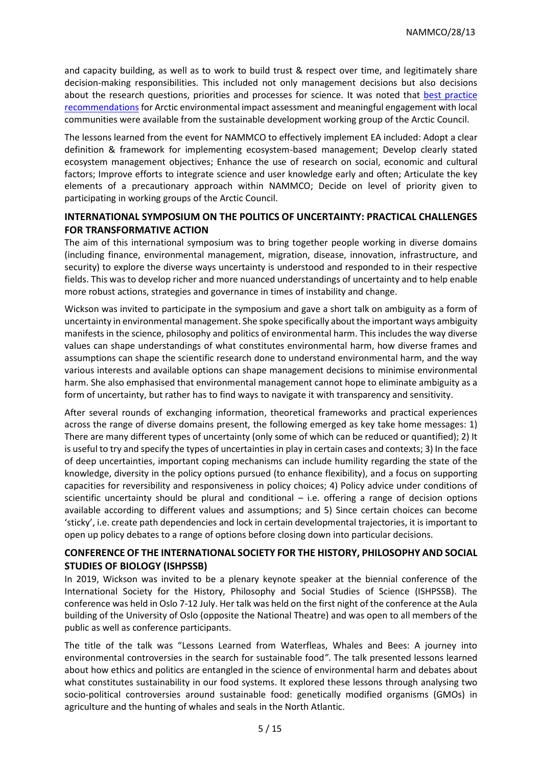and capacity building, as well as to work to build trust & respect over time, and legitimately share decision-making responsibilities. This included not only management decisions but also decisions about the research questions, priorities and processes for science. It was noted that [best practice recommendations] for Arctic environmental impact assessment and meaningful engagement with local communities were available from the sustainable development working group of the Arctic Council.

The lessons learned from the event for NAMMCO to effectively implement EA included: Adopt a clear definition & framework for implementing ecosystem-based management; Develop clearly stated ecosystem management objectives; Enhance the use of research on social, economic and cultural factors; Improve efforts to integrate science and user knowledge early and often; Articulate the key elements of a precautionary approach within NAMMCO; Decide on level of priority given to participating in working groups of the Arctic Council.

## INTERNATIONAL SYMPOSIUM ON THE POLITICS OF UNCERTAINTY: PRACTICAL CHALLENGES FOR TRANSFORMATIVE ACTION

The aim of this international symposium was to bring together people working in diverse domains (including finance, environmental management, migration, disease, innovation, infrastructure, and security) to explore the diverse ways uncertainty is understood and responded to in their respective fields. This was to develop richer and more nuanced understandings of uncertainty and to help enable more robust actions, strategies and governance in times of instability and change.

Wickson was invited to participate in the symposium and gave a short talk on ambiguity as a form of uncertainty in environmental management. She spoke specifically about the important ways ambiguity manifests in the science, philosophy and politics of environmental harm. This includes the way diverse values can shape understandings of what constitutes environmental harm, how diverse frames and assumptions can shape the scientific research done to understand environmental harm, and the way various interests and available options can shape management decisions to minimise environmental harm. She also emphasised that environmental management cannot hope to eliminate ambiguity as a form of uncertainty, but rather has to find ways to navigate it with transparency and sensitivity.

After several rounds of exchanging information, theoretical frameworks and practical experiences across the range of diverse domains present, the following emerged as key take home messages: 1) There are many different types of uncertainty (only some of which can be reduced or quantified); 2) It is useful to try and specify the types of uncertainties in play in certain cases and contexts; 3) In the face of deep uncertainties, important coping mechanisms can include humility regarding the state of the knowledge, diversity in the policy options pursued (to enhance flexibility), and a focus on supporting capacities for reversibility and responsiveness in policy choices; 4) Policy advice under conditions of scientific uncertainty should be plural and conditional – i.e. offering a range of decision options available according to different values and assumptions; and 5) Since certain choices can become 'sticky', i.e. create path dependencies and lock in certain developmental trajectories, it is important to open up policy debates to a range of options before closing down into particular decisions.

## CONFERENCE OF THE INTERNATIONAL SOCIETY FOR THE HISTORY, PHILOSOPHY AND SOCIAL STUDIES OF BIOLOGY (ISHPSSB)

In 2019, Wickson was invited to be a plenary keynote speaker at the biennial conference of the International Society for the History, Philosophy and Social Studies of Science (ISHPSSB). The conference was held in Oslo 7-12 July. Her talk was held on the first night of the conference at the Aula building of the University of Oslo (opposite the National Theatre) and was open to all members of the public as well as conference participants.

The title of the talk was "Lessons Learned from Waterfleas, Whales and Bees: A journey into environmental controversies in the search for sustainable food". The talk presented lessons learned about how ethics and politics are entangled in the science of environmental harm and debates about what constitutes sustainability in our food systems. It explored these lessons through analysing two socio-political controversies around sustainable food: genetically modified organisms (GMOs) in agriculture and the hunting of whales and seals in the North Atlantic.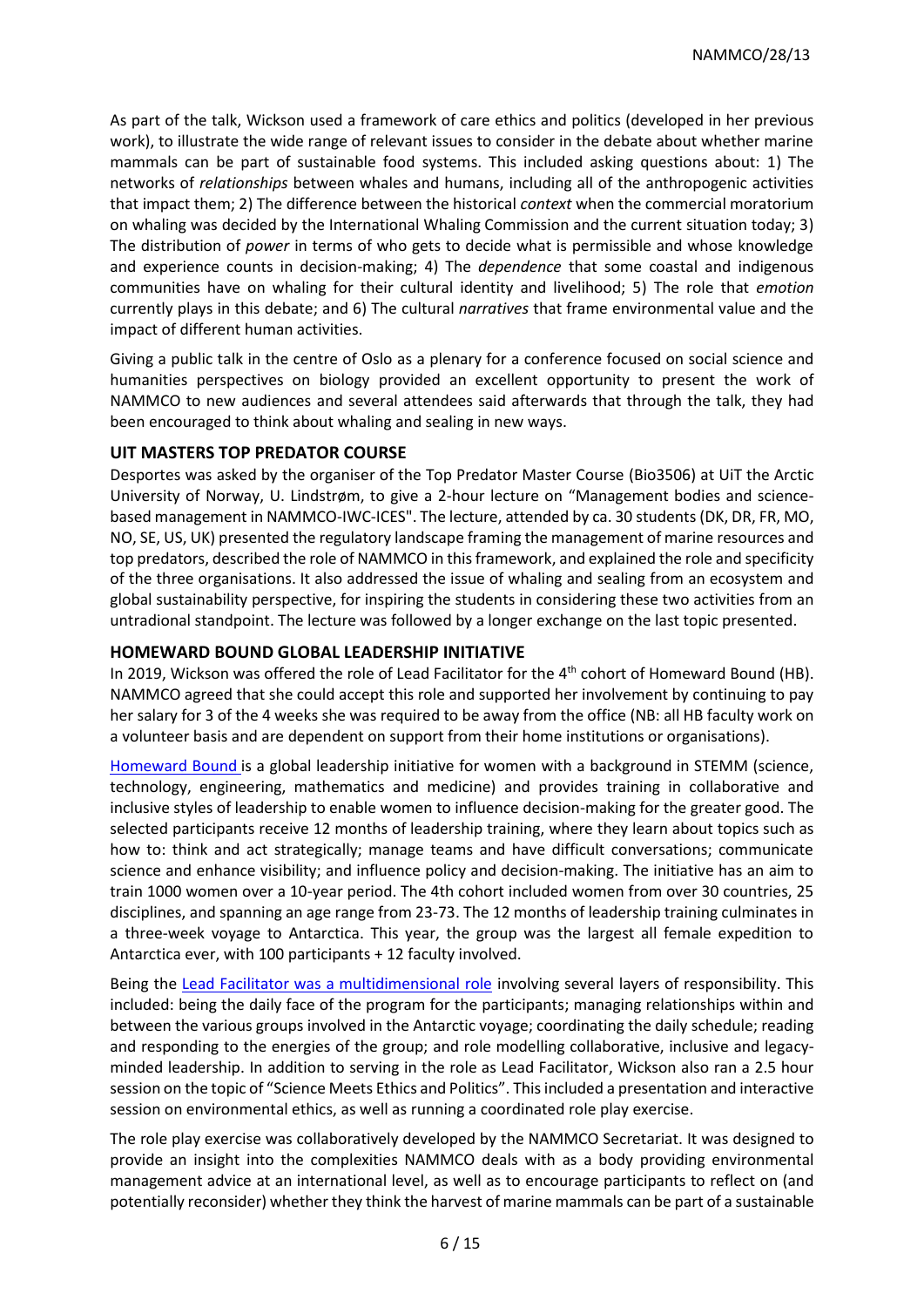As part of the talk, Wickson used a framework of care ethics and politics (developed in her previous work), to illustrate the wide range of relevant issues to consider in the debate about whether marine mammals can be part of sustainable food systems. This included asking questions about: 1) The networks of *relationships* between whales and humans, including all of the anthropogenic activities that impact them; 2) The difference between the historical *context* when the commercial moratorium on whaling was decided by the International Whaling Commission and the current situation today; 3) The distribution of *power* in terms of who gets to decide what is permissible and whose knowledge and experience counts in decision-making; 4) The *dependence* that some coastal and indigenous communities have on whaling for their cultural identity and livelihood; 5) The role that *emotion* currently plays in this debate; and 6) The cultural *narratives* that frame environmental value and the impact of different human activities.

Giving a public talk in the centre of Oslo as a plenary for a conference focused on social science and humanities perspectives on biology provided an excellent opportunity to present the work of NAMMCO to new audiences and several attendees said afterwards that through the talk, they had been encouraged to think about whaling and sealing in new ways.

## UIT MASTERS TOP PREDATOR COURSE

Desportes was asked by the organiser of the Top Predator Master Course (Bio3506) at UiT the Arctic University of Norway, U. Lindstrøm, to give a 2-hour lecture on "Management bodies and science-based management in NAMMCO-IWC-ICES". The lecture, attended by ca. 30 students (DK, DR, FR, MO, NO, SE, US, UK) presented the regulatory landscape framing the management of marine resources and top predators, described the role of NAMMCO in this framework, and explained the role and specificity of the three organisations. It also addressed the issue of whaling and sealing from an ecosystem and global sustainability perspective, for inspiring the students in considering these two activities from an untradional standpoint. The lecture was followed by a longer exchange on the last topic presented.

## HOMEWARD BOUND GLOBAL LEADERSHIP INITIATIVE

In 2019, Wickson was offered the role of Lead Facilitator for the 4th cohort of Homeward Bound (HB). NAMMCO agreed that she could accept this role and supported her involvement by continuing to pay her salary for 3 of the 4 weeks she was required to be away from the office (NB: all HB faculty work on a volunteer basis and are dependent on support from their home institutions or organisations).

Homeward Bound is a global leadership initiative for women with a background in STEMM (science, technology, engineering, mathematics and medicine) and provides training in collaborative and inclusive styles of leadership to enable women to influence decision-making for the greater good. The selected participants receive 12 months of leadership training, where they learn about topics such as how to: think and act strategically; manage teams and have difficult conversations; communicate science and enhance visibility; and influence policy and decision-making. The initiative has an aim to train 1000 women over a 10-year period. The 4th cohort included women from over 30 countries, 25 disciplines, and spanning an age range from 23-73. The 12 months of leadership training culminates in a three-week voyage to Antarctica. This year, the group was the largest all female expedition to Antarctica ever, with 100 participants + 12 faculty involved.

Being the Lead Facilitator was a multidimensional role involving several layers of responsibility. This included: being the daily face of the program for the participants; managing relationships within and between the various groups involved in the Antarctic voyage; coordinating the daily schedule; reading and responding to the energies of the group; and role modelling collaborative, inclusive and legacy-minded leadership. In addition to serving in the role as Lead Facilitator, Wickson also ran a 2.5 hour session on the topic of "Science Meets Ethics and Politics". This included a presentation and interactive session on environmental ethics, as well as running a coordinated role play exercise.

The role play exercise was collaboratively developed by the NAMMCO Secretariat. It was designed to provide an insight into the complexities NAMMCO deals with as a body providing environmental management advice at an international level, as well as to encourage participants to reflect on (and potentially reconsider) whether they think the harvest of marine mammals can be part of a sustainable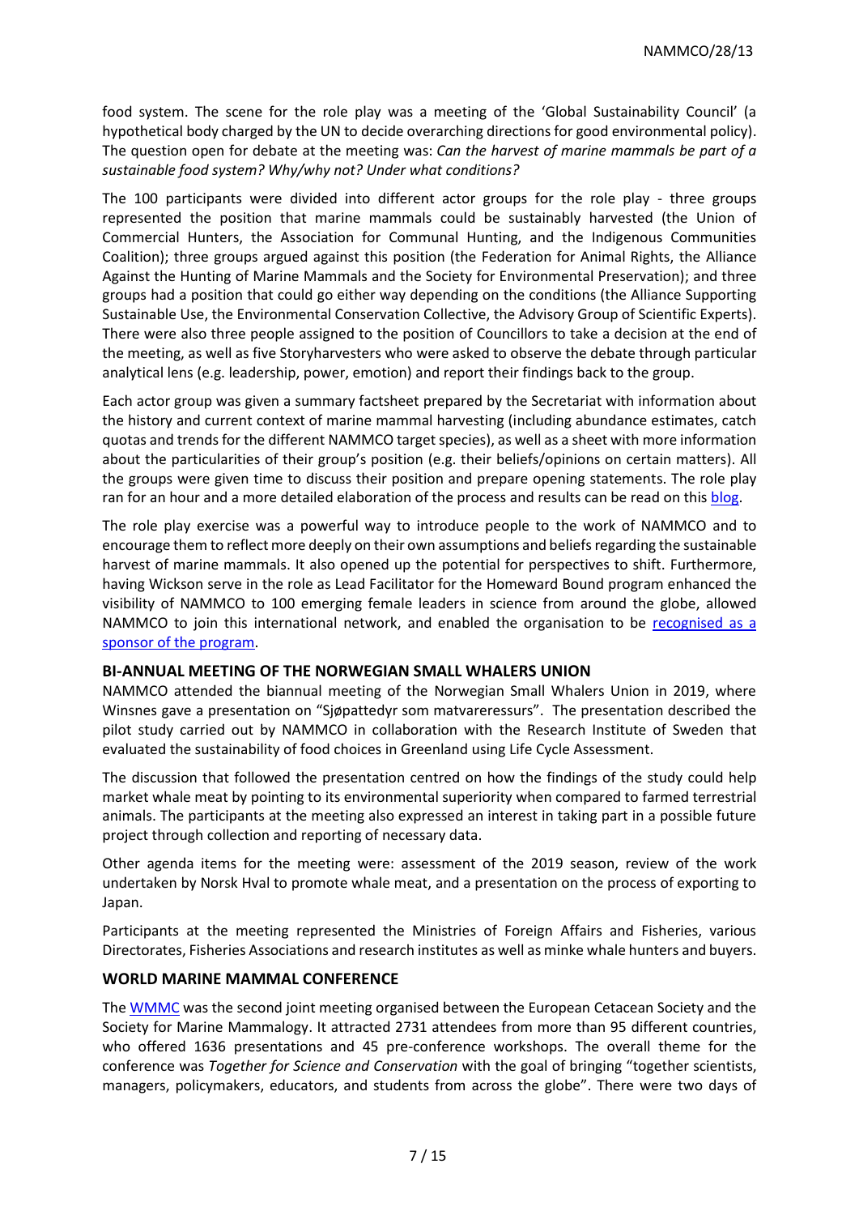food system. The scene for the role play was a meeting of the 'Global Sustainability Council' (a hypothetical body charged by the UN to decide overarching directions for good environmental policy). The question open for debate at the meeting was: *Can the harvest of marine mammals be part of a sustainable food system? Why/why not? Under what conditions?*

The 100 participants were divided into different actor groups for the role play - three groups represented the position that marine mammals could be sustainably harvested (the Union of Commercial Hunters, the Association for Communal Hunting, and the Indigenous Communities Coalition); three groups argued against this position (the Federation for Animal Rights, the Alliance Against the Hunting of Marine Mammals and the Society for Environmental Preservation); and three groups had a position that could go either way depending on the conditions (the Alliance Supporting Sustainable Use, the Environmental Conservation Collective, the Advisory Group of Scientific Experts). There were also three people assigned to the position of Councillors to take a decision at the end of the meeting, as well as five Storyharvesters who were asked to observe the debate through particular analytical lens (e.g. leadership, power, emotion) and report their findings back to the group.

Each actor group was given a summary factsheet prepared by the Secretariat with information about the history and current context of marine mammal harvesting (including abundance estimates, catch quotas and trends for the different NAMMCO target species), as well as a sheet with more information about the particularities of their group's position (e.g. their beliefs/opinions on certain matters). All the groups were given time to discuss their position and prepare opening statements. The role play ran for an hour and a more detailed elaboration of the process and results can be read on this blog.

The role play exercise was a powerful way to introduce people to the work of NAMMCO and to encourage them to reflect more deeply on their own assumptions and beliefs regarding the sustainable harvest of marine mammals. It also opened up the potential for perspectives to shift. Furthermore, having Wickson serve in the role as Lead Facilitator for the Homeward Bound program enhanced the visibility of NAMMCO to 100 emerging female leaders in science from around the globe, allowed NAMMCO to join this international network, and enabled the organisation to be recognised as a sponsor of the program.

## BI-ANNUAL MEETING OF THE NORWEGIAN SMALL WHALERS UNION

NAMMCO attended the biannual meeting of the Norwegian Small Whalers Union in 2019, where Winsnes gave a presentation on "Sjøpattedyr som matvareressurs". The presentation described the pilot study carried out by NAMMCO in collaboration with the Research Institute of Sweden that evaluated the sustainability of food choices in Greenland using Life Cycle Assessment.

The discussion that followed the presentation centred on how the findings of the study could help market whale meat by pointing to its environmental superiority when compared to farmed terrestrial animals. The participants at the meeting also expressed an interest in taking part in a possible future project through collection and reporting of necessary data.

Other agenda items for the meeting were: assessment of the 2019 season, review of the work undertaken by Norsk Hval to promote whale meat, and a presentation on the process of exporting to Japan.

Participants at the meeting represented the Ministries of Foreign Affairs and Fisheries, various Directorates, Fisheries Associations and research institutes as well as minke whale hunters and buyers.

## WORLD MARINE MAMMAL CONFERENCE

The WMMC was the second joint meeting organised between the European Cetacean Society and the Society for Marine Mammalogy. It attracted 2731 attendees from more than 95 different countries, who offered 1636 presentations and 45 pre-conference workshops. The overall theme for the conference was *Together for Science and Conservation* with the goal of bringing "together scientists, managers, policymakers, educators, and students from across the globe". There were two days of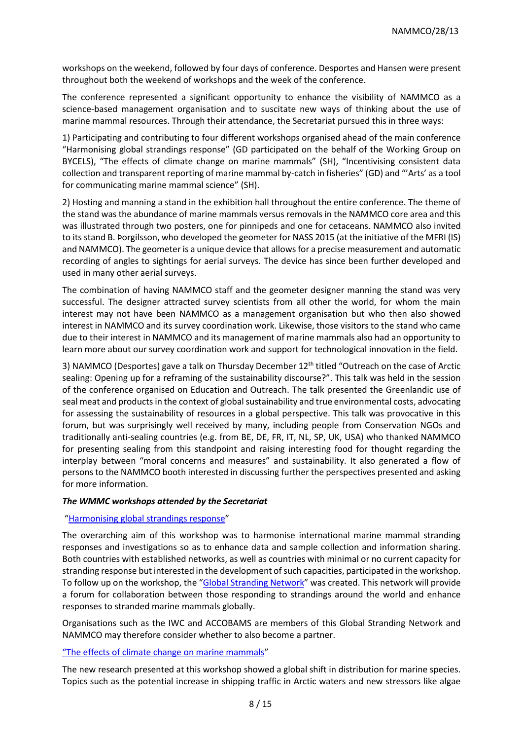workshops on the weekend, followed by four days of conference. Desportes and Hansen were present throughout both the weekend of workshops and the week of the conference.

The conference represented a significant opportunity to enhance the visibility of NAMMCO as a science-based management organisation and to suscitate new ways of thinking about the use of marine mammal resources. Through their attendance, the Secretariat pursued this in three ways:

1) Participating and contributing to four different workshops organised ahead of the main conference "Harmonising global strandings response" (GD participated on the behalf of the Working Group on BYCELS), "The effects of climate change on marine mammals" (SH), "Incentivising consistent data collection and transparent reporting of marine mammal by-catch in fisheries" (GD) and "'Arts' as a tool for communicating marine mammal science" (SH).

2) Hosting and manning a stand in the exhibition hall throughout the entire conference. The theme of the stand was the abundance of marine mammals versus removals in the NAMMCO core area and this was illustrated through two posters, one for pinnipeds and one for cetaceans. NAMMCO also invited to its stand B. Þorgilsson, who developed the geometer for NASS 2015 (at the initiative of the MFRI (IS) and NAMMCO). The geometer is a unique device that allows for a precise measurement and automatic recording of angles to sightings for aerial surveys. The device has since been further developed and used in many other aerial surveys.

The combination of having NAMMCO staff and the geometer designer manning the stand was very successful. The designer attracted survey scientists from all other the world, for whom the main interest may not have been NAMMCO as a management organisation but who then also showed interest in NAMMCO and its survey coordination work. Likewise, those visitors to the stand who came due to their interest in NAMMCO and its management of marine mammals also had an opportunity to learn more about our survey coordination work and support for technological innovation in the field.

3) NAMMCO (Desportes) gave a talk on Thursday December 12th titled "Outreach on the case of Arctic sealing: Opening up for a reframing of the sustainability discourse?". This talk was held in the session of the conference organised on Education and Outreach. The talk presented the Greenlandic use of seal meat and products in the context of global sustainability and true environmental costs, advocating for assessing the sustainability of resources in a global perspective. This talk was provocative in this forum, but was surprisingly well received by many, including people from Conservation NGOs and traditionally anti-sealing countries (e.g. from BE, DE, FR, IT, NL, SP, UK, USA) who thanked NAMMCO for presenting sealing from this standpoint and raising interesting food for thought regarding the interplay between "moral concerns and measures" and sustainability. It also generated a flow of persons to the NAMMCO booth interested in discussing further the perspectives presented and asking for more information.

***The WMMC workshops attended by the Secretariat***

"Harmonising global strandings response"

The overarching aim of this workshop was to harmonise international marine mammal stranding responses and investigations so as to enhance data and sample collection and information sharing. Both countries with established networks, as well as countries with minimal or no current capacity for stranding response but interested in the development of such capacities, participated in the workshop. To follow up on the workshop, the "Global Stranding Network" was created. This network will provide a forum for collaboration between those responding to strandings around the world and enhance responses to stranded marine mammals globally.

Organisations such as the IWC and ACCOBAMS are members of this Global Stranding Network and NAMMCO may therefore consider whether to also become a partner.

"The effects of climate change on marine mammals"

The new research presented at this workshop showed a global shift in distribution for marine species. Topics such as the potential increase in shipping traffic in Arctic waters and new stressors like algae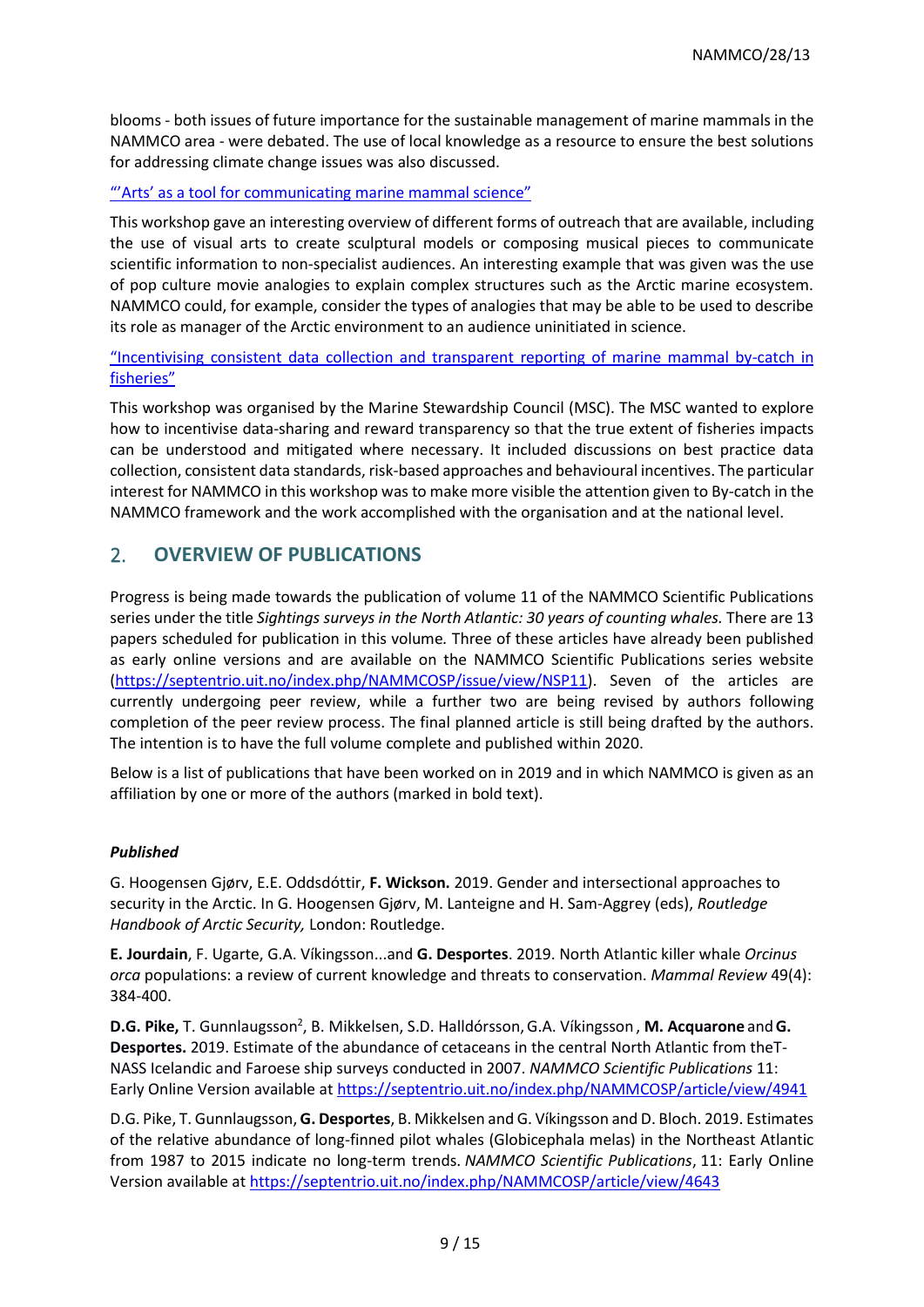blooms - both issues of future importance for the sustainable management of marine mammals in the NAMMCO area - were debated. The use of local knowledge as a resource to ensure the best solutions for addressing climate change issues was also discussed.

"'Arts' as a tool for communicating marine mammal science"

This workshop gave an interesting overview of different forms of outreach that are available, including the use of visual arts to create sculptural models or composing musical pieces to communicate scientific information to non-specialist audiences. An interesting example that was given was the use of pop culture movie analogies to explain complex structures such as the Arctic marine ecosystem. NAMMCO could, for example, consider the types of analogies that may be able to be used to describe its role as manager of the Arctic environment to an audience uninitiated in science.

"Incentivising consistent data collection and transparent reporting of marine mammal by-catch in fisheries"

This workshop was organised by the Marine Stewardship Council (MSC). The MSC wanted to explore how to incentivise data-sharing and reward transparency so that the true extent of fisheries impacts can be understood and mitigated where necessary. It included discussions on best practice data collection, consistent data standards, risk-based approaches and behavioural incentives. The particular interest for NAMMCO in this workshop was to make more visible the attention given to By-catch in the NAMMCO framework and the work accomplished with the organisation and at the national level.

## 2. OVERVIEW OF PUBLICATIONS

Progress is being made towards the publication of volume 11 of the NAMMCO Scientific Publications series under the title *Sightings surveys in the North Atlantic: 30 years of counting whales.* There are 13 papers scheduled for publication in this volume*.* Three of these articles have already been published as early online versions and are available on the NAMMCO Scientific Publications series website (https://septentrio.uit.no/index.php/NAMMCOSP/issue/view/NSP11). Seven of the articles are currently undergoing peer review, while a further two are being revised by authors following completion of the peer review process. The final planned article is still being drafted by the authors. The intention is to have the full volume complete and published within 2020.

Below is a list of publications that have been worked on in 2019 and in which NAMMCO is given as an affiliation by one or more of the authors (marked in bold text).

***Published***

G. Hoogensen Gjørv, E.E. Oddsdóttir, **F. Wickson.** 2019. Gender and intersectional approaches to security in the Arctic. In G. Hoogensen Gjørv, M. Lanteigne and H. Sam-Aggrey (eds), *Routledge Handbook of Arctic Security,* London: Routledge.

**E. Jourdain**, F. Ugarte, G.A. Víkingsson...and **G. Desportes**. 2019. North Atlantic killer whale *Orcinus orca* populations: a review of current knowledge and threats to conservation. *Mammal Review* 49(4): 384-400.

**D.G. Pike,** T. Gunnlaugsson[2], B. Mikkelsen, S.D. Halldórsson, G.A. Víkingsson , **M. Acquarone** and **G. Desportes.** 2019. Estimate of the abundance of cetaceans in the central North Atlantic from theT-NASS Icelandic and Faroese ship surveys conducted in 2007. *NAMMCO Scientific Publications* 11: Early Online Version available at https://septentrio.uit.no/index.php/NAMMCOSP/article/view/4941

D.G. Pike, T. Gunnlaugsson, **G. Desportes**, B. Mikkelsen and G. Víkingsson and D. Bloch. 2019. Estimates of the relative abundance of long-finned pilot whales (Globicephala melas) in the Northeast Atlantic from 1987 to 2015 indicate no long-term trends. *NAMMCO Scientific Publications*, 11: Early Online Version available at https://septentrio.uit.no/index.php/NAMMCOSP/article/view/4643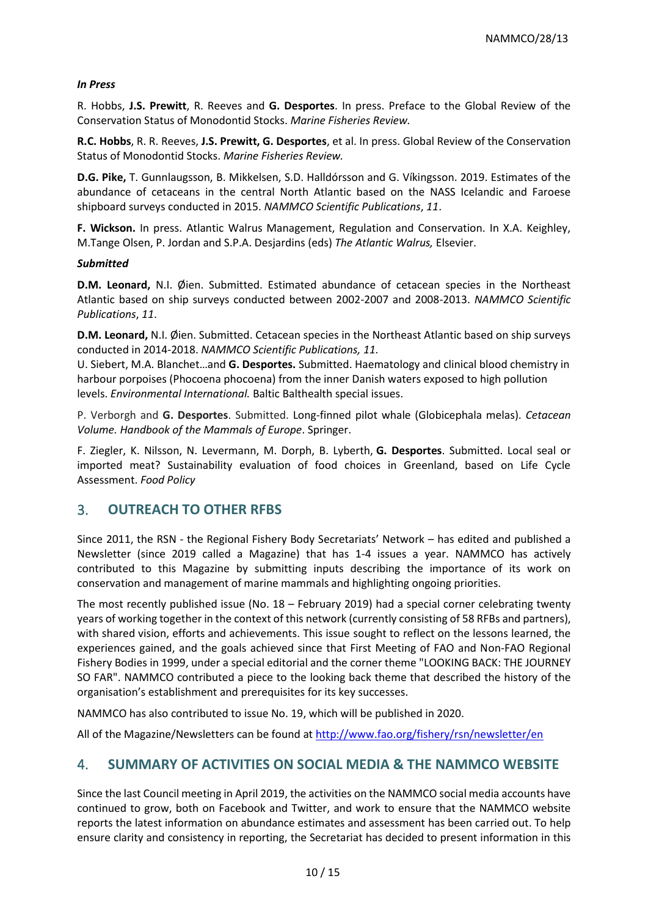***In Press***

R. Hobbs, **J.S. Prewitt**, R. Reeves and **G. Desportes**. In press. Preface to the Global Review of the Conservation Status of Monodontid Stocks. *Marine Fisheries Review.*

**R.C. Hobbs**, R. R. Reeves, **J.S. Prewitt, G. Desportes**, et al. In press. Global Review of the Conservation Status of Monodontid Stocks. *Marine Fisheries Review.*

**D.G. Pike,** T. Gunnlaugsson, B. Mikkelsen, S.D. Halldórsson and G. Víkingsson. 2019. Estimates of the abundance of cetaceans in the central North Atlantic based on the NASS Icelandic and Faroese shipboard surveys conducted in 2015. *NAMMCO Scientific Publications*, *11*.

**F. Wickson.** In press. Atlantic Walrus Management, Regulation and Conservation. In X.A. Keighley, M.Tange Olsen, P. Jordan and S.P.A. Desjardins (eds) *The Atlantic Walrus,* Elsevier.

***Submitted***

**D.M. Leonard,** N.I. Øien. Submitted. Estimated abundance of cetacean species in the Northeast Atlantic based on ship surveys conducted between 2002-2007 and 2008-2013. *NAMMCO Scientific Publications*, *11*.

**D.M. Leonard,** N.I. Øien. Submitted. Cetacean species in the Northeast Atlantic based on ship surveys conducted in 2014-2018. *NAMMCO Scientific Publications, 11.*

U. Siebert, M.A. Blanchet…and **G. Desportes.** Submitted. Haematology and clinical blood chemistry in harbour porpoises (Phocoena phocoena) from the inner Danish waters exposed to high pollution levels. *Environmental International.* Baltic Balthealth special issues.

P. Verborgh and **G. Desportes**. Submitted. Long-finned pilot whale (Globicephala melas). *Cetacean Volume. Handbook of the Mammals of Europe*. Springer.

F. Ziegler, K. Nilsson, N. Levermann, M. Dorph, B. Lyberth, **G. Desportes**. Submitted. Local seal or imported meat? Sustainability evaluation of food choices in Greenland, based on Life Cycle Assessment. *Food Policy*

## 3. OUTREACH TO OTHER RFBS

Since 2011, the RSN - the Regional Fishery Body Secretariats' Network – has edited and published a Newsletter (since 2019 called a Magazine) that has 1-4 issues a year. NAMMCO has actively contributed to this Magazine by submitting inputs describing the importance of its work on conservation and management of marine mammals and highlighting ongoing priorities.

The most recently published issue (No. 18 – February 2019) had a special corner celebrating twenty years of working together in the context of this network (currently consisting of 58 RFBs and partners), with shared vision, efforts and achievements. This issue sought to reflect on the lessons learned, the experiences gained, and the goals achieved since that First Meeting of FAO and Non-FAO Regional Fishery Bodies in 1999, under a special editorial and the corner theme "LOOKING BACK: THE JOURNEY SO FAR". NAMMCO contributed a piece to the looking back theme that described the history of the organisation's establishment and prerequisites for its key successes.

NAMMCO has also contributed to issue No. 19, which will be published in 2020.

All of the Magazine/Newsletters can be found at http://www.fao.org/fishery/rsn/newsletter/en

## 4. SUMMARY OF ACTIVITIES ON SOCIAL MEDIA & THE NAMMCO WEBSITE

Since the last Council meeting in April 2019, the activities on the NAMMCO social media accounts have continued to grow, both on Facebook and Twitter, and work to ensure that the NAMMCO website reports the latest information on abundance estimates and assessment has been carried out. To help ensure clarity and consistency in reporting, the Secretariat has decided to present information in this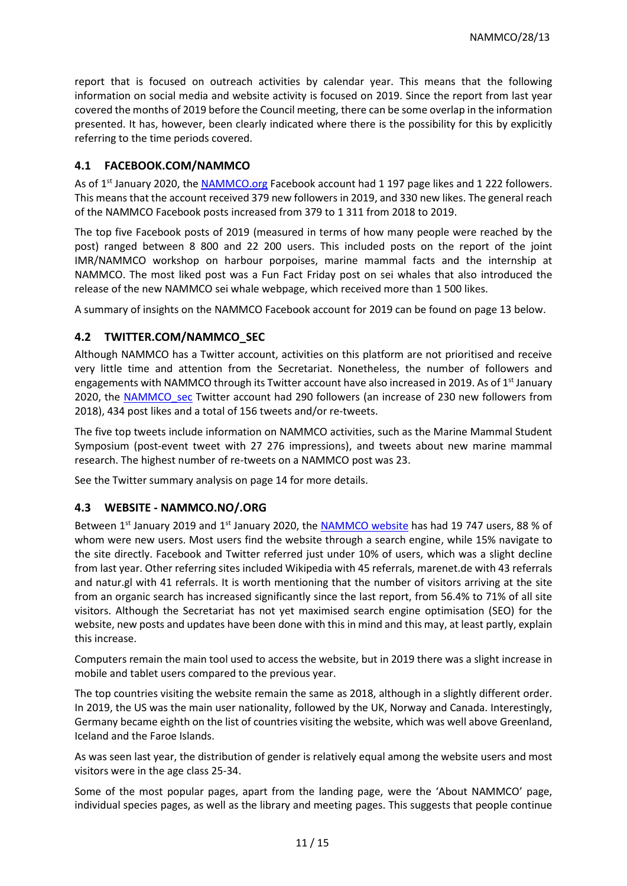report that is focused on outreach activities by calendar year. This means that the following information on social media and website activity is focused on 2019. Since the report from last year covered the months of 2019 before the Council meeting, there can be some overlap in the information presented. It has, however, been clearly indicated where there is the possibility for this by explicitly referring to the time periods covered.

## 4.1 FACEBOOK.COM/NAMMCO

As of 1st January 2020, the NAMMCO.org Facebook account had 1 197 page likes and 1 222 followers. This means that the account received 379 new followers in 2019, and 330 new likes. The general reach of the NAMMCO Facebook posts increased from 379 to 1 311 from 2018 to 2019.

The top five Facebook posts of 2019 (measured in terms of how many people were reached by the post) ranged between 8 800 and 22 200 users. This included posts on the report of the joint IMR/NAMMCO workshop on harbour porpoises, marine mammal facts and the internship at NAMMCO. The most liked post was a Fun Fact Friday post on sei whales that also introduced the release of the new NAMMCO sei whale webpage, which received more than 1 500 likes.

A summary of insights on the NAMMCO Facebook account for 2019 can be found on page 13 below.

## 4.2 TWITTER.COM/NAMMCO_SEC

Although NAMMCO has a Twitter account, activities on this platform are not prioritised and receive very little time and attention from the Secretariat. Nonetheless, the number of followers and engagements with NAMMCO through its Twitter account have also increased in 2019. As of 1st January 2020, the NAMMCO_sec Twitter account had 290 followers (an increase of 230 new followers from 2018), 434 post likes and a total of 156 tweets and/or re-tweets.

The five top tweets include information on NAMMCO activities, such as the Marine Mammal Student Symposium (post-event tweet with 27 276 impressions), and tweets about new marine mammal research. The highest number of re-tweets on a NAMMCO post was 23.

See the Twitter summary analysis on page 14 for more details.

## 4.3 WEBSITE - NAMMCO.NO/.ORG

Between 1st January 2019 and 1st January 2020, the NAMMCO website has had 19 747 users, 88 % of whom were new users. Most users find the website through a search engine, while 15% navigate to the site directly. Facebook and Twitter referred just under 10% of users, which was a slight decline from last year. Other referring sites included Wikipedia with 45 referrals, marenet.de with 43 referrals and natur.gl with 41 referrals. It is worth mentioning that the number of visitors arriving at the site from an organic search has increased significantly since the last report, from 56.4% to 71% of all site visitors. Although the Secretariat has not yet maximised search engine optimisation (SEO) for the website, new posts and updates have been done with this in mind and this may, at least partly, explain this increase.

Computers remain the main tool used to access the website, but in 2019 there was a slight increase in mobile and tablet users compared to the previous year.

The top countries visiting the website remain the same as 2018, although in a slightly different order. In 2019, the US was the main user nationality, followed by the UK, Norway and Canada. Interestingly, Germany became eighth on the list of countries visiting the website, which was well above Greenland, Iceland and the Faroe Islands.

As was seen last year, the distribution of gender is relatively equal among the website users and most visitors were in the age class 25-34.

Some of the most popular pages, apart from the landing page, were the 'About NAMMCO' page, individual species pages, as well as the library and meeting pages. This suggests that people continue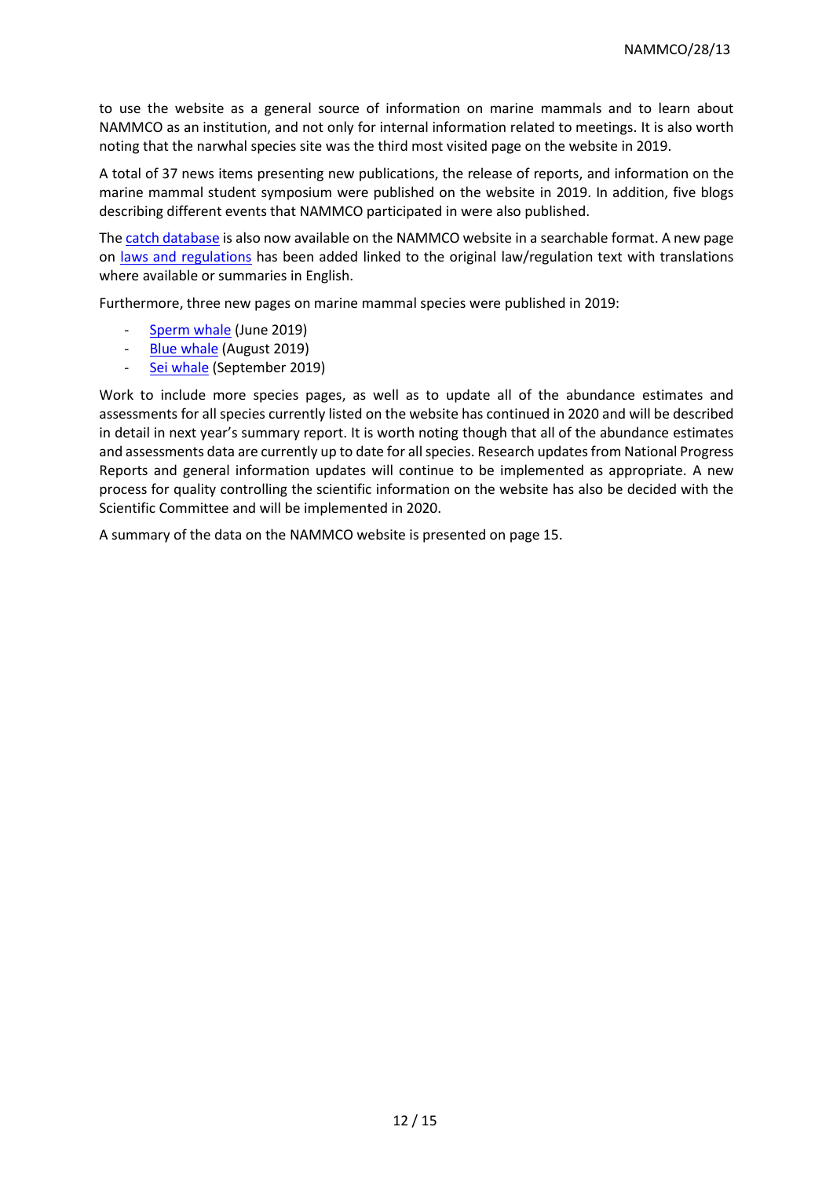to use the website as a general source of information on marine mammals and to learn about NAMMCO as an institution, and not only for internal information related to meetings. It is also worth noting that the narwhal species site was the third most visited page on the website in 2019.

A total of 37 news items presenting new publications, the release of reports, and information on the marine mammal student symposium were published on the website in 2019. In addition, five blogs describing different events that NAMMCO participated in were also published.

The catch database is also now available on the NAMMCO website in a searchable format. A new page on laws and regulations has been added linked to the original law/regulation text with translations where available or summaries in English.

Furthermore, three new pages on marine mammal species were published in 2019:

- Sperm whale (June 2019)
- Blue whale (August 2019)
- Sei whale (September 2019)

Work to include more species pages, as well as to update all of the abundance estimates and assessments for all species currently listed on the website has continued in 2020 and will be described in detail in next year's summary report. It is worth noting though that all of the abundance estimates and assessments data are currently up to date for all species. Research updates from National Progress Reports and general information updates will continue to be implemented as appropriate. A new process for quality controlling the scientific information on the website has also be decided with the Scientific Committee and will be implemented in 2020.

A summary of the data on the NAMMCO website is presented on page 15.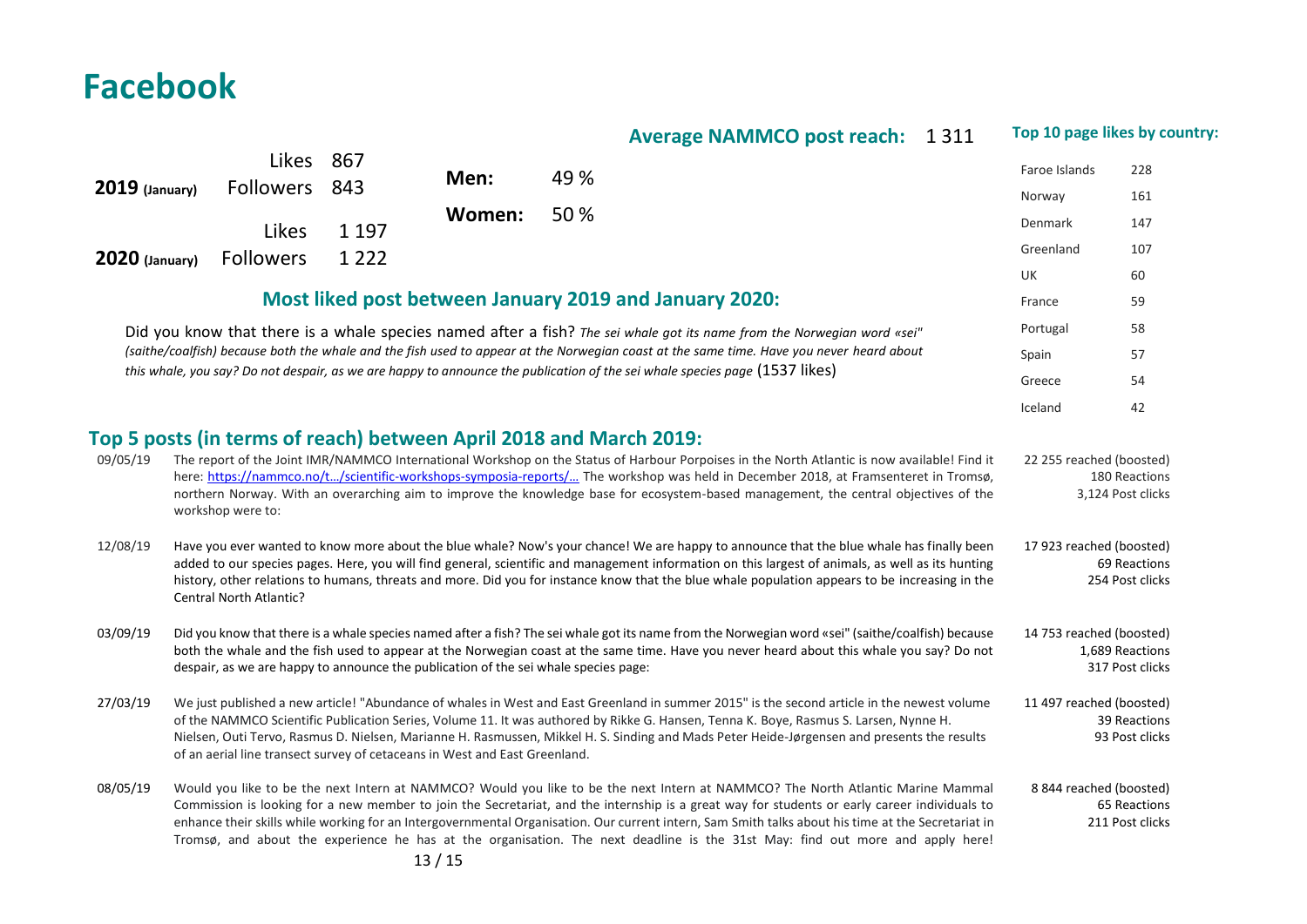# Facebook

| | | |
|---|---|---|
| **2019 (January)** | Likes | 867 |
| | Followers | 843 |
| **2020 (January)** | Likes | 1 197 |
| | Followers | 1 222 |

| | |
|---|---|
| **Men:** | 49 % |
| **Women:** | 50 % |

**Average NAMMCO post reach:** 1 311

**Top 10 page likes by country:**

| Country | Likes |
|---|---|
| Faroe Islands | 228 |
| Norway | 161 |
| Denmark | 147 |
| Greenland | 107 |
| UK | 60 |
| France | 59 |
| Portugal | 58 |
| Spain | 57 |
| Greece | 54 |
| Iceland | 42 |

## Most liked post between January 2019 and January 2020:

Did you know that there is a whale species named after a fish? *The sei whale got its name from the Norwegian word «sei" (saithe/coalfish) because both the whale and the fish used to appear at the Norwegian coast at the same time. Have you never heard about this whale, you say? Do not despair, as we are happy to announce the publication of the sei whale species page* (1537 likes)

## Top 5 posts (in terms of reach) between April 2018 and March 2019:

| Date | Post | Reach |
|---|---|---|
| 09/05/19 | The report of the Joint IMR/NAMMCO International Workshop on the Status of Harbour Porpoises in the North Atlantic is now available! Find it here: https://nammco.no/t…/scientific-workshops-symposia-reports/… The workshop was held in December 2018, at Framsenteret in Tromsø, northern Norway. With an overarching aim to improve the knowledge base for ecosystem-based management, the central objectives of the workshop were to: | 22 255 reached (boosted)<br>180 Reactions<br>3,124 Post clicks |
| 12/08/19 | Have you ever wanted to know more about the blue whale? Now's your chance! We are happy to announce that the blue whale has finally been added to our species pages. Here, you will find general, scientific and management information on this largest of animals, as well as its hunting history, other relations to humans, threats and more. Did you for instance know that the blue whale population appears to be increasing in the Central North Atlantic? | 17 923 reached (boosted)<br>69 Reactions<br>254 Post clicks |
| 03/09/19 | Did you know that there is a whale species named after a fish? The sei whale got its name from the Norwegian word «sei" (saithe/coalfish) because both the whale and the fish used to appear at the Norwegian coast at the same time. Have you never heard about this whale you say? Do not despair, as we are happy to announce the publication of the sei whale species page: | 14 753 reached (boosted)<br>1,689 Reactions<br>317 Post clicks |
| 27/03/19 | We just published a new article! "Abundance of whales in West and East Greenland in summer 2015" is the second article in the newest volume of the NAMMCO Scientific Publication Series, Volume 11. It was authored by Rikke G. Hansen, Tenna K. Boye, Rasmus S. Larsen, Nynne H. Nielsen, Outi Tervo, Rasmus D. Nielsen, Marianne H. Rasmussen, Mikkel H. S. Sinding and Mads Peter Heide-Jørgensen and presents the results of an aerial line transect survey of cetaceans in West and East Greenland. | 11 497 reached (boosted)<br>39 Reactions<br>93 Post clicks |
| 08/05/19 | Would you like to be the next Intern at NAMMCO? Would you like to be the next Intern at NAMMCO? The North Atlantic Marine Mammal Commission is looking for a new member to join the Secretariat, and the internship is a great way for students or early career individuals to enhance their skills while working for an Intergovernmental Organisation. Our current intern, Sam Smith talks about his time at the Secretariat in Tromsø, and about the experience he has at the organisation. The next deadline is the 31st May: find out more and apply here! | 8 844 reached (boosted)<br>65 Reactions<br>211 Post clicks |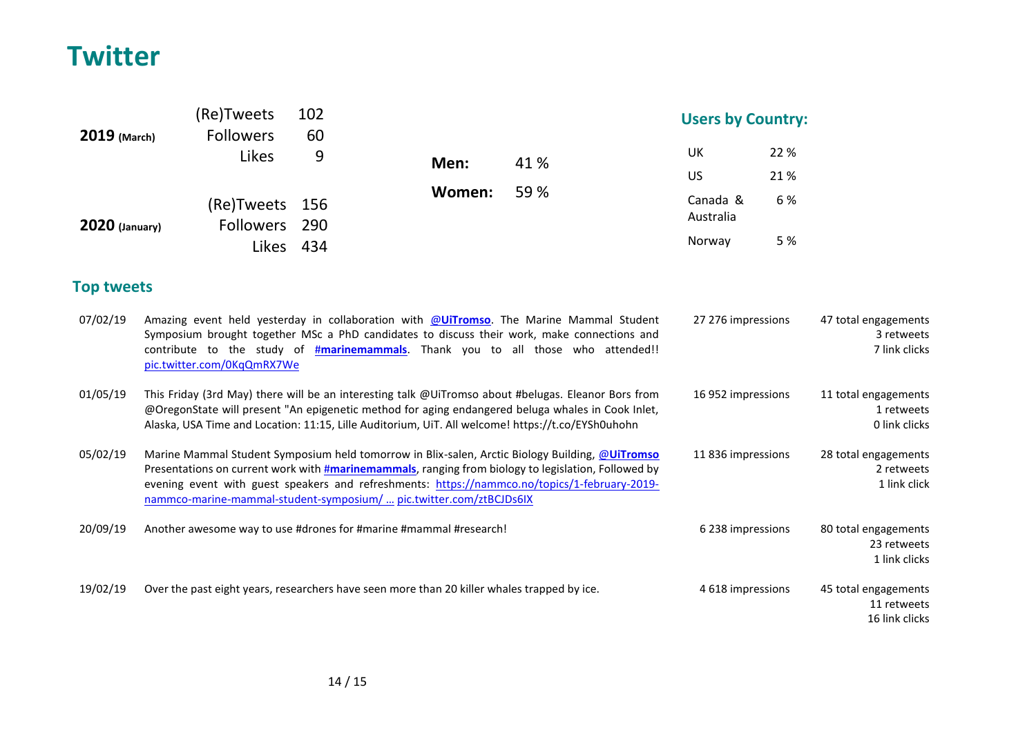# Twitter

| | | |
|---|---|---|
| **2019** (March) | (Re)Tweets | 102 |
| | Followers | 60 |
| | Likes | 9 |
| **2020** (January) | (Re)Tweets | 156 |
| | Followers | 290 |
| | Likes | 434 |

| | |
|---|---|
| **Men:** | 41 % |
| **Women:** | 59 % |

### Users by Country:

| | |
|---|---|
| UK | 22 % |
| US | 21 % |
| Canada & Australia | 6 % |
| Norway | 5 % |

### Top tweets

| Date | Tweet | Impressions | Engagements |
|---|---|---|---|
| 07/02/19 | Amazing event held yesterday in collaboration with **@UiTromso**. The Marine Mammal Student Symposium brought together MSc a PhD candidates to discuss their work, make connections and contribute to the study of **#marinemammals**. Thank you to all those who attended!! pic.twitter.com/0KqQmRX7We | 27 276 impressions | 47 total engagements<br>3 retweets<br>7 link clicks |
| 01/05/19 | This Friday (3rd May) there will be an interesting talk @UiTromso about #belugas. Eleanor Bors from @OregonState will present "An epigenetic method for aging endangered beluga whales in Cook Inlet, Alaska, USA Time and Location: 11:15, Lille Auditorium, UiT. All welcome! https://t.co/EYSh0uhohn | 16 952 impressions | 11 total engagements<br>1 retweets<br>0 link clicks |
| 05/02/19 | Marine Mammal Student Symposium held tomorrow in Blix-salen, Arctic Biology Building, **@UiTromso** Presentations on current work with **#marinemammals**, ranging from biology to legislation, Followed by evening event with guest speakers and refreshments: https://nammco.no/topics/1-february-2019-nammco-marine-mammal-student-symposium/ … pic.twitter.com/ztBCJDs6IX | 11 836 impressions | 28 total engagements<br>2 retweets<br>1 link click |
| 20/09/19 | Another awesome way to use #drones for #marine #mammal #research! | 6 238 impressions | 80 total engagements<br>23 retweets<br>1 link clicks |
| 19/02/19 | Over the past eight years, researchers have seen more than 20 killer whales trapped by ice. | 4 618 impressions | 45 total engagements<br>11 retweets<br>16 link clicks |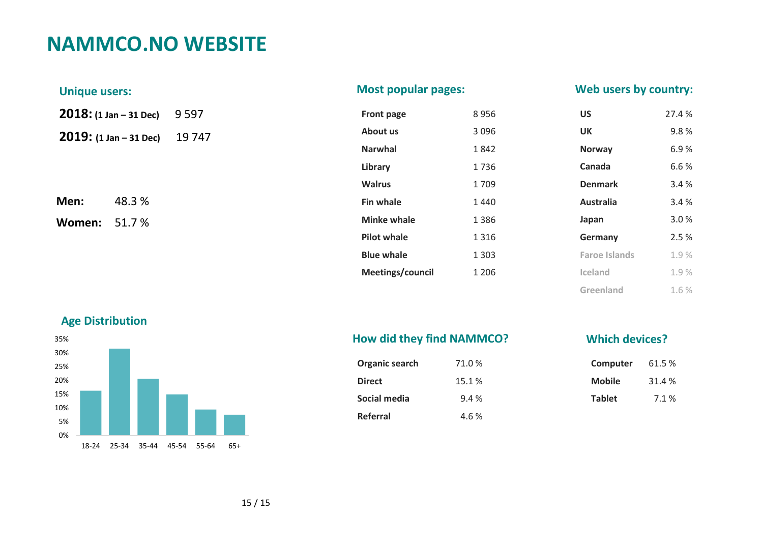# NAMMCO.NO WEBSITE

## Unique users:

| | |
|---|---|
| **2018:** **(1 Jan – 31 Dec)** | 9 597 |
| **2019:** **(1 Jan – 31 Dec)** | 19 747 |

| | |
|---|---|
| **Men:** | 48.3 % |
| **Women:** | 51.7 % |

## Age Distribution

35%
30%
25%
20%
15%
10%
5%
0%

18-24 25-34 35-44 45-54 55-64 65+

## Most popular pages:

| | |
|---|---|
| **Front page** | 8 956 |
| **About us** | 3 096 |
| **Narwhal** | 1 842 |
| **Library** | 1 736 |
| **Walrus** | 1 709 |
| **Fin whale** | 1 440 |
| **Minke whale** | 1 386 |
| **Pilot whale** | 1 316 |
| **Blue whale** | 1 303 |
| **Meetings/council** | 1 206 |

## Web users by country:

| | |
|---|---|
| **US** | 27.4 % |
| **UK** | 9.8 % |
| **Norway** | 6.9 % |
| **Canada** | 6.6 % |
| **Denmark** | 3.4 % |
| **Australia** | 3.4 % |
| **Japan** | 3.0 % |
| **Germany** | 2.5 % |
| **Faroe Islands** | 1.9 % |
| **Iceland** | 1.9 % |
| **Greenland** | 1.6 % |

## How did they find NAMMCO?

| | |
|---|---|
| **Organic search** | 71.0 % |
| **Direct** | 15.1 % |
| **Social media** | 9.4 % |
| **Referral** | 4.6 % |

## Which devices?

| | |
|---|---|
| **Computer** | 61.5 % |
| **Mobile** | 31.4 % |
| **Tablet** | 7.1 % |